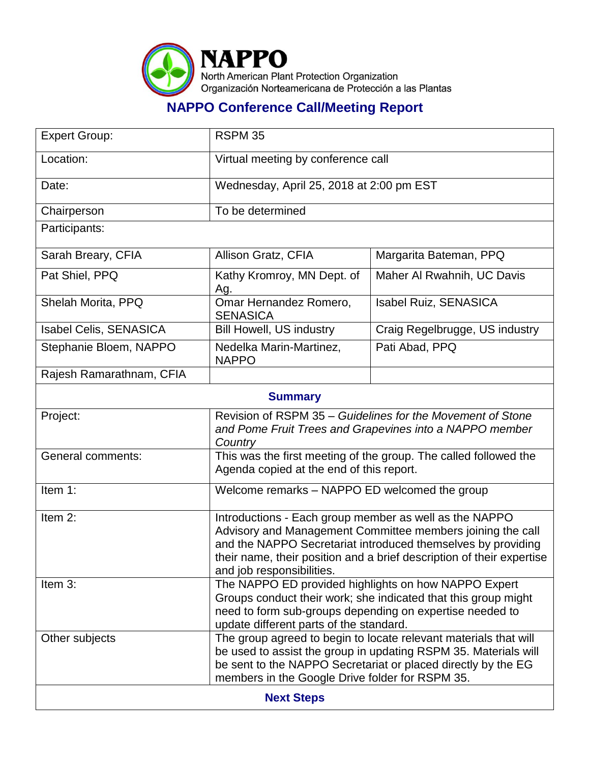**NAPPO**
North American Plant Protection Organization
Organización Norteamericana de Protección a las Plantas

## NAPPO Conference Call/Meeting Report

| | | |
|---|---|---|
| Expert Group: | RSPM 35 | |
| Location: | Virtual meeting by conference call | |
| Date: | Wednesday, April 25, 2018 at 2:00 pm EST | |
| Chairperson | To be determined | |
| Participants: | | |
| Sarah Breary, CFIA | Allison Gratz, CFIA | Margarita Bateman, PPQ |
| Pat Shiel, PPQ | Kathy Kromroy, MN Dept. of Ag. | Maher Al Rwahnih, UC Davis |
| Shelah Morita, PPQ | Omar Hernandez Romero, SENASICA | Isabel Ruiz, SENASICA |
| Isabel Celis, SENASICA | Bill Howell, US industry | Craig Regelbrugge, US industry |
| Stephanie Bloem, NAPPO | Nedelka Marin-Martinez, NAPPO | Pati Abad, PPQ |
| Rajesh Ramarathnam, CFIA | | |

### Summary

| | |
|---|---|
| Project: | Revision of RSPM 35 – *Guidelines for the Movement of Stone and Pome Fruit Trees and Grapevines into a NAPPO member Country* |
| General comments: | This was the first meeting of the group. The called followed the Agenda copied at the end of this report. |
| Item 1: | Welcome remarks – NAPPO ED welcomed the group |
| Item 2: | Introductions - Each group member as well as the NAPPO Advisory and Management Committee members joining the call and the NAPPO Secretariat introduced themselves by providing their name, their position and a brief description of their expertise and job responsibilities. |
| Item 3: | The NAPPO ED provided highlights on how NAPPO Expert Groups conduct their work; she indicated that this group might need to form sub-groups depending on expertise needed to update different parts of the standard. |
| Other subjects | The group agreed to begin to locate relevant materials that will be used to assist the group in updating RSPM 35. Materials will be sent to the NAPPO Secretariat or placed directly by the EG members in the Google Drive folder for RSPM 35. |

### Next Steps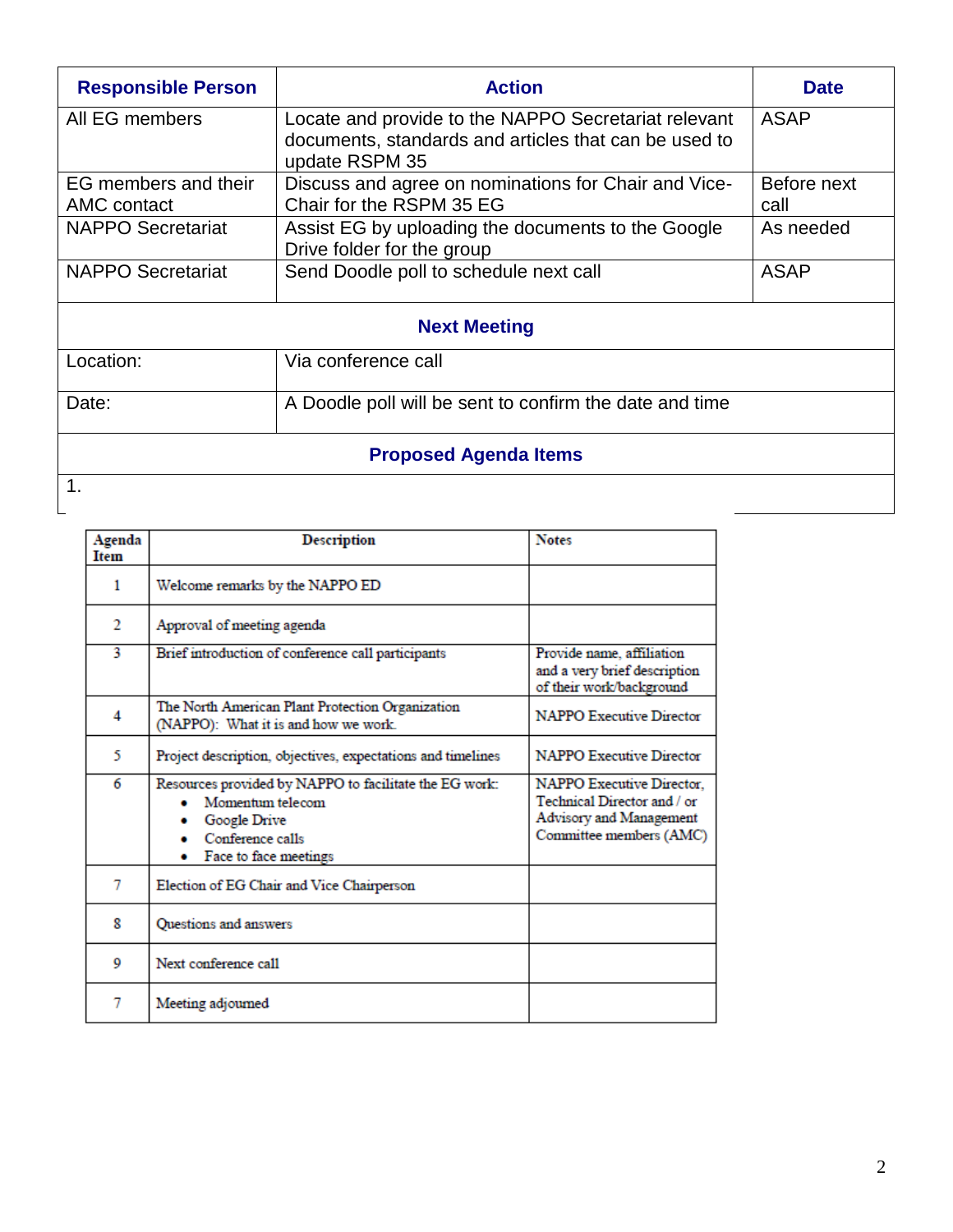| Responsible Person | Action | Date |
|---|---|---|
| All EG members | Locate and provide to the NAPPO Secretariat relevant documents, standards and articles that can be used to update RSPM 35 | ASAP |
| EG members and their AMC contact | Discuss and agree on nominations for Chair and Vice-Chair for the RSPM 35 EG | Before next call |
| NAPPO Secretariat | Assist EG by uploading the documents to the Google Drive folder for the group | As needed |
| NAPPO Secretariat | Send Doodle poll to schedule next call | ASAP |

## Next Meeting

| | |
|---|---|
| Location: | Via conference call |
| Date: | A Doodle poll will be sent to confirm the date and time |

## Proposed Agenda Items

1.

| Agenda Item | Description | Notes |
|---|---|---|
| 1 | Welcome remarks by the NAPPO ED | |
| 2 | Approval of meeting agenda | |
| 3 | Brief introduction of conference call participants | Provide name, affiliation and a very brief description of their work/background |
| 4 | The North American Plant Protection Organization (NAPPO): What it is and how we work | NAPPO Executive Director |
| 5 | Project description, objectives, expectations and timelines | NAPPO Executive Director |
| 6 | Resources provided by NAPPO to facilitate the EG work: • Momentum telecom • Google Drive • Conference calls • Face to face meetings | NAPPO Executive Director, Technical Director and / or Advisory and Management Committee members (AMC) |
| 7 | Election of EG Chair and Vice Chairperson | |
| 8 | Questions and answers | |
| 9 | Next conference call | |
| 7 | Meeting adjourned | |